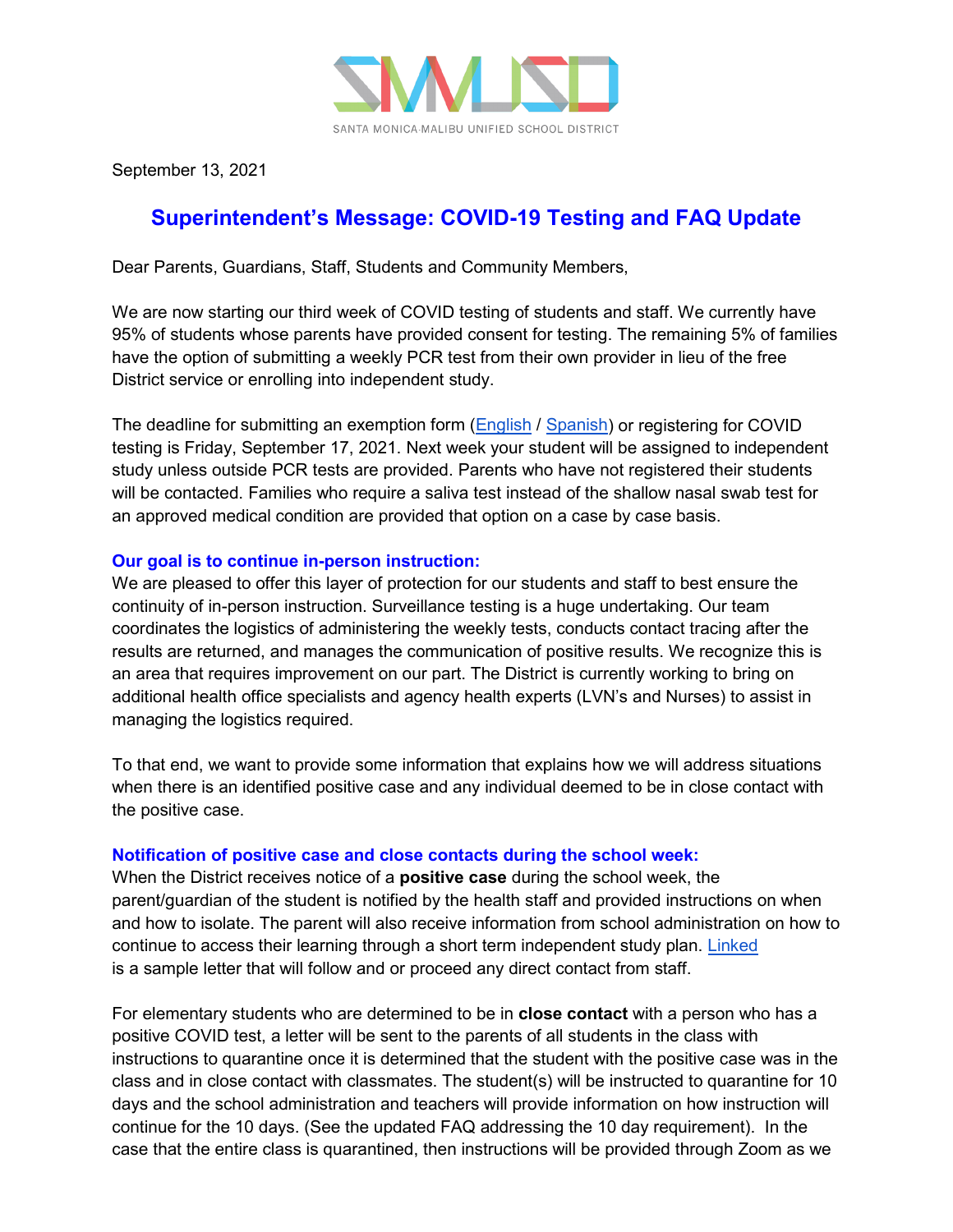SANTA MONICA-MALIBU UNIFIED SCHOOL DISTRICT

September 13, 2021

# Superintendent's Message: COVID-19 Testing and FAQ Update

Dear Parents, Guardians, Staff, Students and Community Members,

We are now starting our third week of COVID testing of students and staff. We currently have 95% of students whose parents have provided consent for testing. The remaining 5% of families have the option of submitting a weekly PCR test from their own provider in lieu of the free District service or enrolling into independent study.

The deadline for submitting an exemption form (English / Spanish) or registering for COVID testing is Friday, September 17, 2021. Next week your student will be assigned to independent study unless outside PCR tests are provided. Parents who have not registered their students will be contacted. Families who require a saliva test instead of the shallow nasal swab test for an approved medical condition are provided that option on a case by case basis.

### Our goal is to continue in-person instruction:

We are pleased to offer this layer of protection for our students and staff to best ensure the continuity of in-person instruction. Surveillance testing is a huge undertaking. Our team coordinates the logistics of administering the weekly tests, conducts contact tracing after the results are returned, and manages the communication of positive results. We recognize this is an area that requires improvement on our part. The District is currently working to bring on additional health office specialists and agency health experts (LVN's and Nurses) to assist in managing the logistics required.

To that end, we want to provide some information that explains how we will address situations when there is an identified positive case and any individual deemed to be in close contact with the positive case.

### Notification of positive case and close contacts during the school week:

When the District receives notice of a **positive case** during the school week, the parent/guardian of the student is notified by the health staff and provided instructions on when and how to isolate. The parent will also receive information from school administration on how to continue to access their learning through a short term independent study plan. Linked is a sample letter that will follow and or proceed any direct contact from staff.

For elementary students who are determined to be in **close contact** with a person who has a positive COVID test, a letter will be sent to the parents of all students in the class with instructions to quarantine once it is determined that the student with the positive case was in the class and in close contact with classmates. The student(s) will be instructed to quarantine for 10 days and the school administration and teachers will provide information on how instruction will continue for the 10 days. (See the updated FAQ addressing the 10 day requirement). In the case that the entire class is quarantined, then instructions will be provided through Zoom as we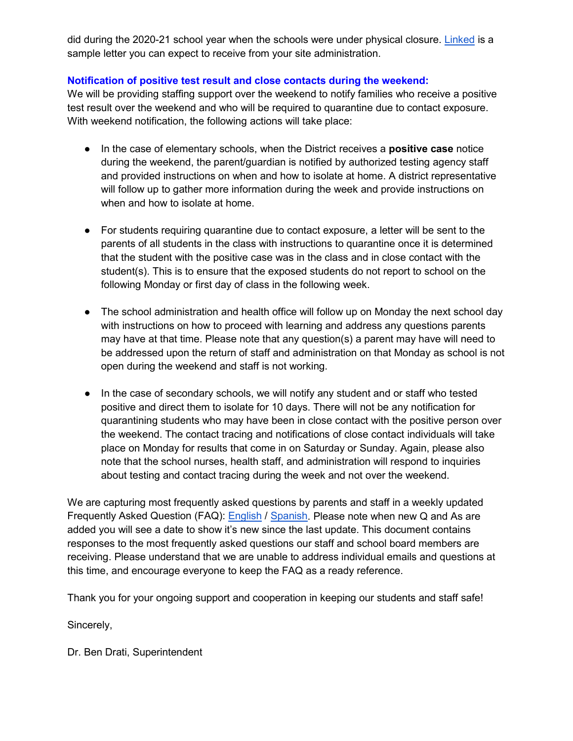did during the 2020-21 school year when the schools were under physical closure. Linked is a sample letter you can expect to receive from your site administration.

**Notification of positive test result and close contacts during the weekend:**
We will be providing staffing support over the weekend to notify families who receive a positive test result over the weekend and who will be required to quarantine due to contact exposure. With weekend notification, the following actions will take place:

- In the case of elementary schools, when the District receives a **positive case** notice during the weekend, the parent/guardian is notified by authorized testing agency staff and provided instructions on when and how to isolate at home. A district representative will follow up to gather more information during the week and provide instructions on when and how to isolate at home.

- For students requiring quarantine due to contact exposure, a letter will be sent to the parents of all students in the class with instructions to quarantine once it is determined that the student with the positive case was in the class and in close contact with the student(s). This is to ensure that the exposed students do not report to school on the following Monday or first day of class in the following week.

- The school administration and health office will follow up on Monday the next school day with instructions on how to proceed with learning and address any questions parents may have at that time. Please note that any question(s) a parent may have will need to be addressed upon the return of staff and administration on that Monday as school is not open during the weekend and staff is not working.

- In the case of secondary schools, we will notify any student and or staff who tested positive and direct them to isolate for 10 days. There will not be any notification for quarantining students who may have been in close contact with the positive person over the weekend. The contact tracing and notifications of close contact individuals will take place on Monday for results that come in on Saturday or Sunday. Again, please also note that the school nurses, health staff, and administration will respond to inquiries about testing and contact tracing during the week and not over the weekend.

We are capturing most frequently asked questions by parents and staff in a weekly updated Frequently Asked Question (FAQ): English / Spanish. Please note when new Q and As are added you will see a date to show it's new since the last update. This document contains responses to the most frequently asked questions our staff and school board members are receiving. Please understand that we are unable to address individual emails and questions at this time, and encourage everyone to keep the FAQ as a ready reference.

Thank you for your ongoing support and cooperation in keeping our students and staff safe!

Sincerely,

Dr. Ben Drati, Superintendent